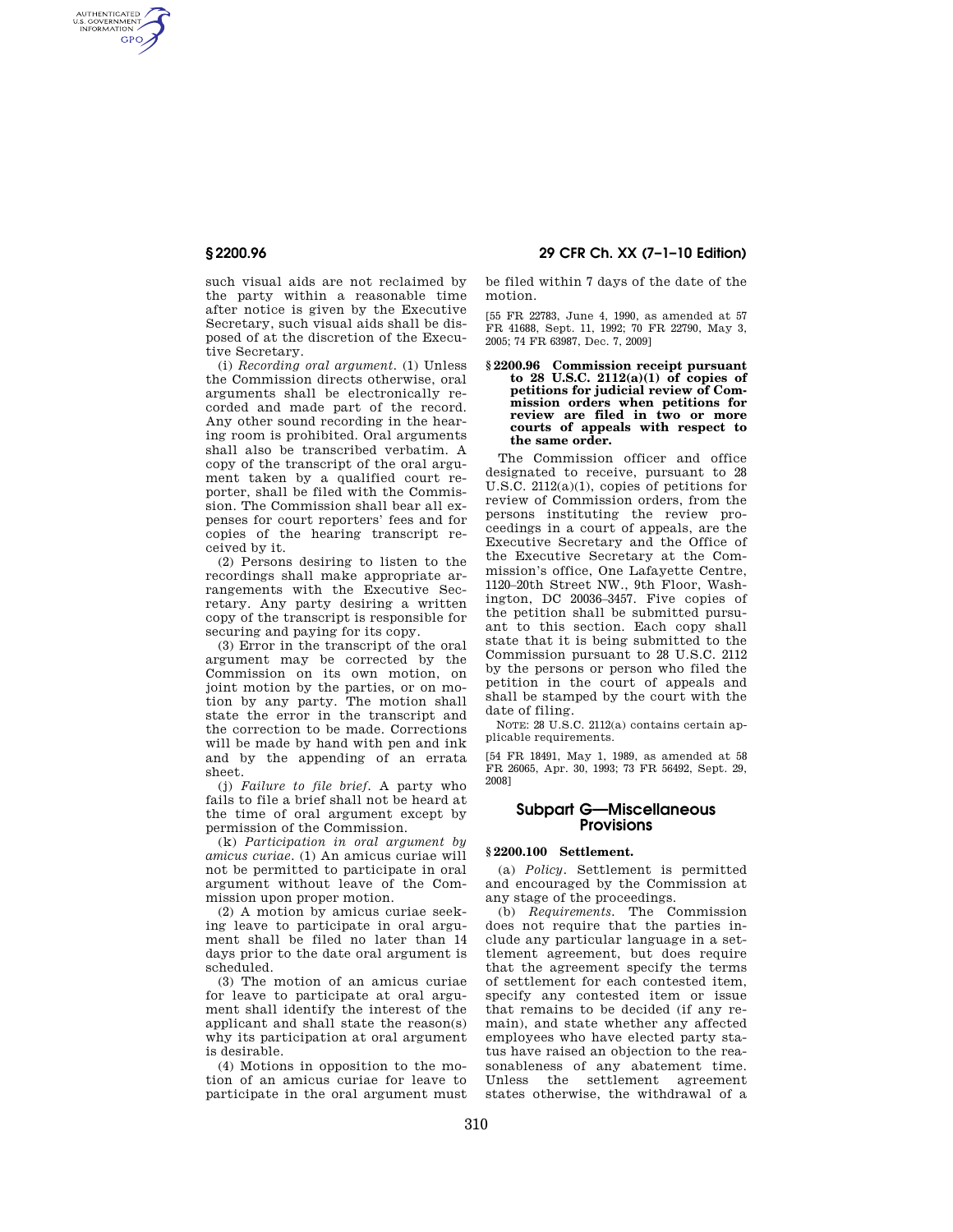such visual aids are not reclaimed by the party within a reasonable time after notice is given by the Executive Secretary, such visual aids shall be disposed of at the discretion of the Executive Secretary.

(i) *Recording oral argument.* (1) Unless the Commission directs otherwise, oral arguments shall be electronically recorded and made part of the record. Any other sound recording in the hearing room is prohibited. Oral arguments shall also be transcribed verbatim. A copy of the transcript of the oral argument taken by a qualified court reporter, shall be filed with the Commission. The Commission shall bear all expenses for court reporters' fees and for copies of the hearing transcript received by it.

(2) Persons desiring to listen to the recordings shall make appropriate arrangements with the Executive Secretary. Any party desiring a written copy of the transcript is responsible for securing and paying for its copy.

(3) Error in the transcript of the oral argument may be corrected by the Commission on its own motion, on joint motion by the parties, or on motion by any party. The motion shall state the error in the transcript and the correction to be made. Corrections will be made by hand with pen and ink and by the appending of an errata sheet.

(j) *Failure to file brief.* A party who fails to file a brief shall not be heard at the time of oral argument except by permission of the Commission.

(k) *Participation in oral argument by amicus curiae.* (1) An amicus curiae will not be permitted to participate in oral argument without leave of the Commission upon proper motion.

(2) A motion by amicus curiae seeking leave to participate in oral argument shall be filed no later than 14 days prior to the date oral argument is scheduled.

(3) The motion of an amicus curiae for leave to participate at oral argument shall identify the interest of the applicant and shall state the reason(s) why its participation at oral argument is desirable.

(4) Motions in opposition to the motion of an amicus curiae for leave to participate in the oral argument must be filed within 7 days of the date of the motion.

[55 FR 22783, June 4, 1990, as amended at 57 FR 41688, Sept. 11, 1992; 70 FR 22790, May 3, 2005; 74 FR 63987, Dec. 7, 2009]

### § 2200.96 Commission receipt pursuant to 28 U.S.C. 2112(a)(1) of copies of petitions for judicial review of Commission orders when petitions for review are filed in two or more courts of appeals with respect to the same order.

The Commission officer and office designated to receive, pursuant to 28 U.S.C. 2112(a)(1), copies of petitions for review of Commission orders, from the persons instituting the review proceedings in a court of appeals, are the Executive Secretary and the Office of the Executive Secretary at the Commission's office, One Lafayette Centre, 1120–20th Street NW., 9th Floor, Washington, DC 20036–3457. Five copies of the petition shall be submitted pursuant to this section. Each copy shall state that it is being submitted to the Commission pursuant to 28 U.S.C. 2112 by the persons or person who filed the petition in the court of appeals and shall be stamped by the court with the date of filing.

NOTE: 28 U.S.C. 2112(a) contains certain applicable requirements.

[54 FR 18491, May 1, 1989, as amended at 58 FR 26065, Apr. 30, 1993; 73 FR 56492, Sept. 29, 2008]

## Subpart G—Miscellaneous Provisions

### § 2200.100 Settlement.

(a) *Policy.* Settlement is permitted and encouraged by the Commission at any stage of the proceedings.

(b) *Requirements.* The Commission does not require that the parties include any particular language in a settlement agreement, but does require that the agreement specify the terms of settlement for each contested item, specify any contested item or issue that remains to be decided (if any remain), and state whether any affected employees who have elected party status have raised an objection to the reasonableness of any abatement time. Unless the settlement agreement states otherwise, the withdrawal of a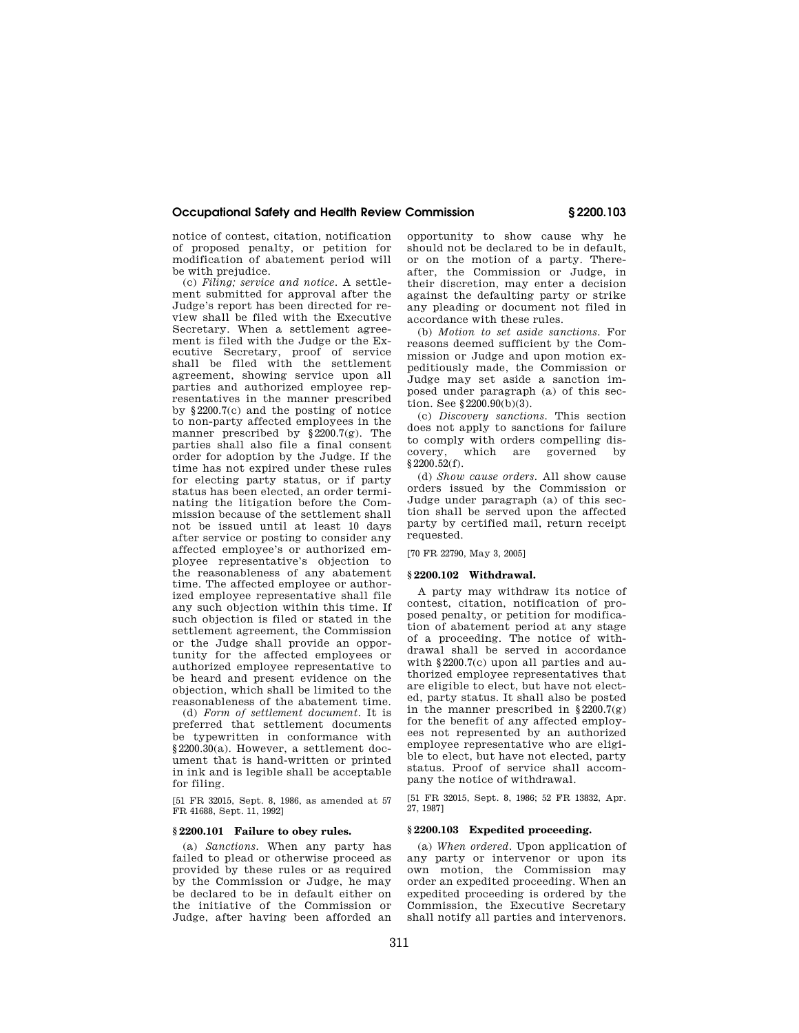notice of contest, citation, notification of proposed penalty, or petition for modification of abatement period will be with prejudice.

(c) *Filing; service and notice.* A settlement submitted for approval after the Judge's report has been directed for review shall be filed with the Executive Secretary. When a settlement agreement is filed with the Judge or the Executive Secretary, proof of service shall be filed with the settlement agreement, showing service upon all parties and authorized employee representatives in the manner prescribed by §2200.7(c) and the posting of notice to non-party affected employees in the manner prescribed by §2200.7(g). The parties shall also file a final consent order for adoption by the Judge. If the time has not expired under these rules for electing party status, or if party status has been elected, an order terminating the litigation before the Commission because of the settlement shall not be issued until at least 10 days after service or posting to consider any affected employee's or authorized employee representative's objection to the reasonableness of any abatement time. The affected employee or authorized employee representative shall file any such objection within this time. If such objection is filed or stated in the settlement agreement, the Commission or the Judge shall provide an opportunity for the affected employees or authorized employee representative to be heard and present evidence on the objection, which shall be limited to the reasonableness of the abatement time.

(d) *Form of settlement document.* It is preferred that settlement documents be typewritten in conformance with §2200.30(a). However, a settlement document that is hand-written or printed in ink and is legible shall be acceptable for filing.

[51 FR 32015, Sept. 8, 1986, as amended at 57 FR 41688, Sept. 11, 1992]

## §2200.101 Failure to obey rules.

(a) *Sanctions.* When any party has failed to plead or otherwise proceed as provided by these rules or as required by the Commission or Judge, he may be declared to be in default either on the initiative of the Commission or Judge, after having been afforded an opportunity to show cause why he should not be declared to be in default, or on the motion of a party. Thereafter, the Commission or Judge, in their discretion, may enter a decision against the defaulting party or strike any pleading or document not filed in accordance with these rules.

(b) *Motion to set aside sanctions.* For reasons deemed sufficient by the Commission or Judge and upon motion expeditiously made, the Commission or Judge may set aside a sanction imposed under paragraph (a) of this section. See §2200.90(b)(3).

(c) *Discovery sanctions.* This section does not apply to sanctions for failure to comply with orders compelling discovery, which are governed by §2200.52(f).

(d) *Show cause orders.* All show cause orders issued by the Commission or Judge under paragraph (a) of this section shall be served upon the affected party by certified mail, return receipt requested.

[70 FR 22790, May 3, 2005]

## §2200.102 Withdrawal.

A party may withdraw its notice of contest, citation, notification of proposed penalty, or petition for modification of abatement period at any stage of a proceeding. The notice of withdrawal shall be served in accordance with §2200.7(c) upon all parties and authorized employee representatives that are eligible to elect, but have not elected, party status. It shall also be posted in the manner prescribed in §2200.7(g) for the benefit of any affected employees not represented by an authorized employee representative who are eligible to elect, but have not elected, party status. Proof of service shall accompany the notice of withdrawal.

[51 FR 32015, Sept. 8, 1986; 52 FR 13832, Apr. 27, 1987]

## §2200.103 Expedited proceeding.

(a) *When ordered.* Upon application of any party or intervenor or upon its own motion, the Commission may order an expedited proceeding. When an expedited proceeding is ordered by the Commission, the Executive Secretary shall notify all parties and intervenors.